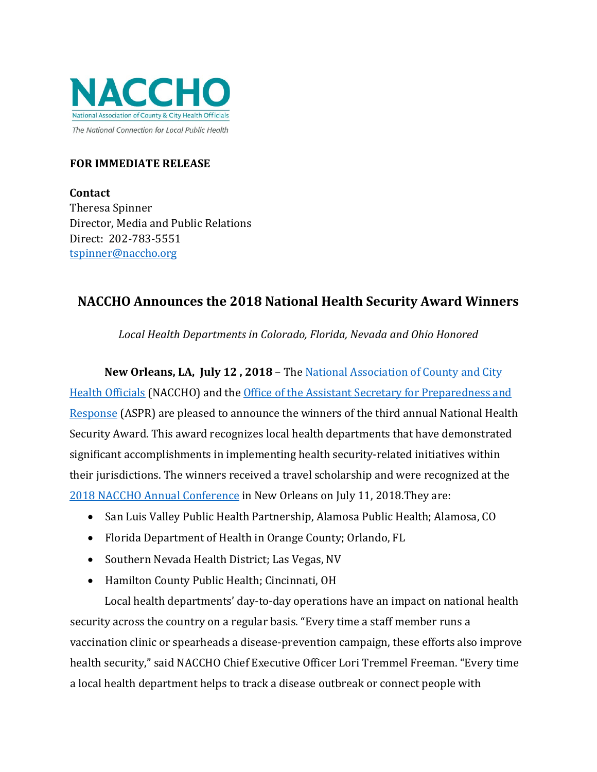**NACCHO**

National Association of County & City Health Officials

*The National Connection for Local Public Health*

**FOR IMMEDIATE RELEASE**

**Contact**
Theresa Spinner
Director, Media and Public Relations
Direct: 202-783-5551
tspinner@naccho.org

## NACCHO Announces the 2018 National Health Security Award Winners

*Local Health Departments in Colorado, Florida, Nevada and Ohio Honored*

**New Orleans, LA, July 12 , 2018** – The National Association of County and City Health Officials (NACCHO) and the Office of the Assistant Secretary for Preparedness and Response (ASPR) are pleased to announce the winners of the third annual National Health Security Award. This award recognizes local health departments that have demonstrated significant accomplishments in implementing health security-related initiatives within their jurisdictions. The winners received a travel scholarship and were recognized at the 2018 NACCHO Annual Conference in New Orleans on July 11, 2018.They are:

- San Luis Valley Public Health Partnership, Alamosa Public Health; Alamosa, CO
- Florida Department of Health in Orange County; Orlando, FL
- Southern Nevada Health District; Las Vegas, NV
- Hamilton County Public Health; Cincinnati, OH

Local health departments' day-to-day operations have an impact on national health security across the country on a regular basis. "Every time a staff member runs a vaccination clinic or spearheads a disease-prevention campaign, these efforts also improve health security," said NACCHO Chief Executive Officer Lori Tremmel Freeman. "Every time a local health department helps to track a disease outbreak or connect people with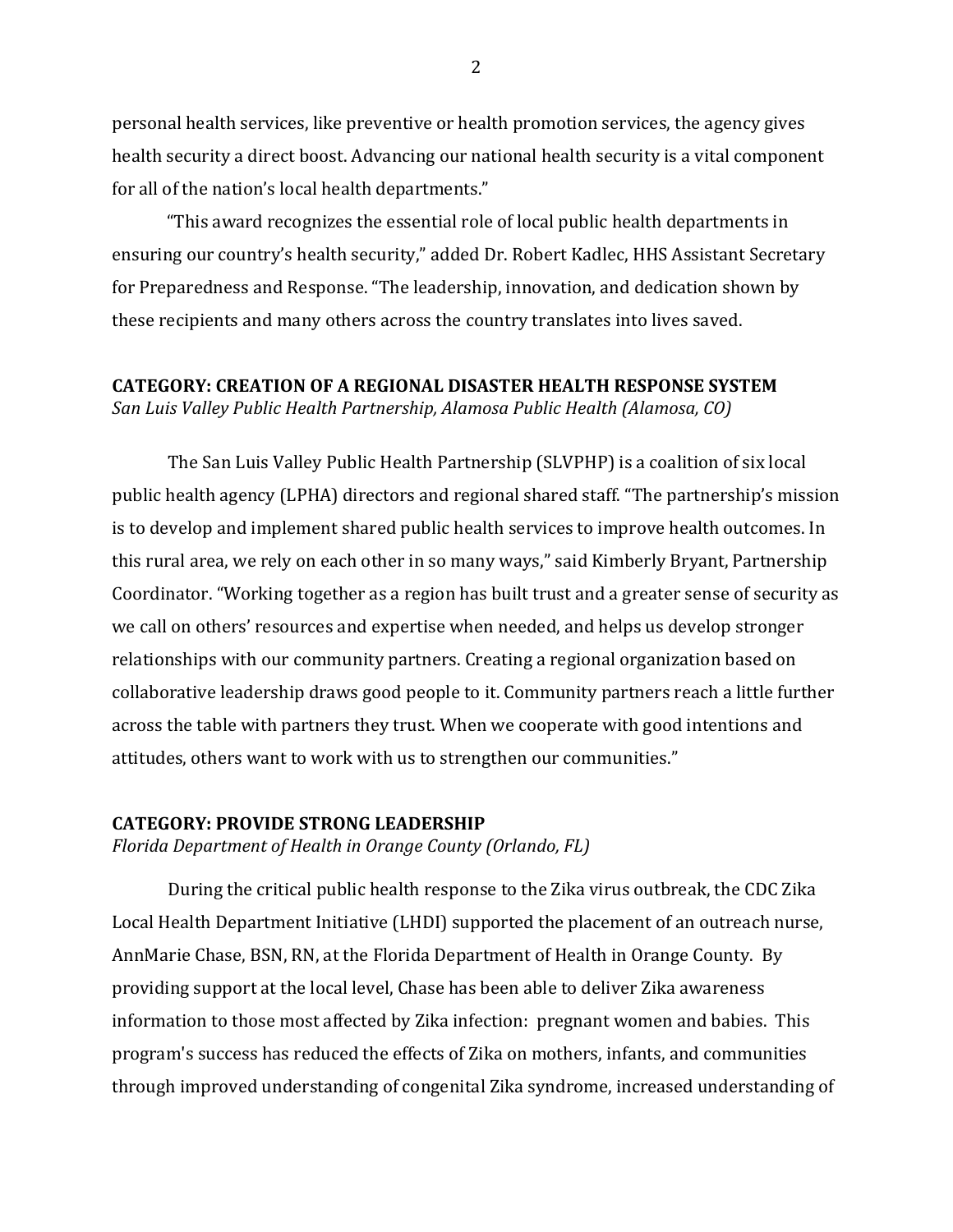personal health services, like preventive or health promotion services, the agency gives health security a direct boost. Advancing our national health security is a vital component for all of the nation's local health departments."

"This award recognizes the essential role of local public health departments in ensuring our country's health security," added Dr. Robert Kadlec, HHS Assistant Secretary for Preparedness and Response. "The leadership, innovation, and dedication shown by these recipients and many others across the country translates into lives saved.

**CATEGORY: CREATION OF A REGIONAL DISASTER HEALTH RESPONSE SYSTEM**
*San Luis Valley Public Health Partnership, Alamosa Public Health (Alamosa, CO)*

The San Luis Valley Public Health Partnership (SLVPHP) is a coalition of six local public health agency (LPHA) directors and regional shared staff. "The partnership's mission is to develop and implement shared public health services to improve health outcomes. In this rural area, we rely on each other in so many ways," said Kimberly Bryant, Partnership Coordinator. "Working together as a region has built trust and a greater sense of security as we call on others' resources and expertise when needed, and helps us develop stronger relationships with our community partners. Creating a regional organization based on collaborative leadership draws good people to it. Community partners reach a little further across the table with partners they trust. When we cooperate with good intentions and attitudes, others want to work with us to strengthen our communities."

**CATEGORY: PROVIDE STRONG LEADERSHIP**
*Florida Department of Health in Orange County (Orlando, FL)*

During the critical public health response to the Zika virus outbreak, the CDC Zika Local Health Department Initiative (LHDI) supported the placement of an outreach nurse, AnnMarie Chase, BSN, RN, at the Florida Department of Health in Orange County. By providing support at the local level, Chase has been able to deliver Zika awareness information to those most affected by Zika infection: pregnant women and babies. This program's success has reduced the effects of Zika on mothers, infants, and communities through improved understanding of congenital Zika syndrome, increased understanding of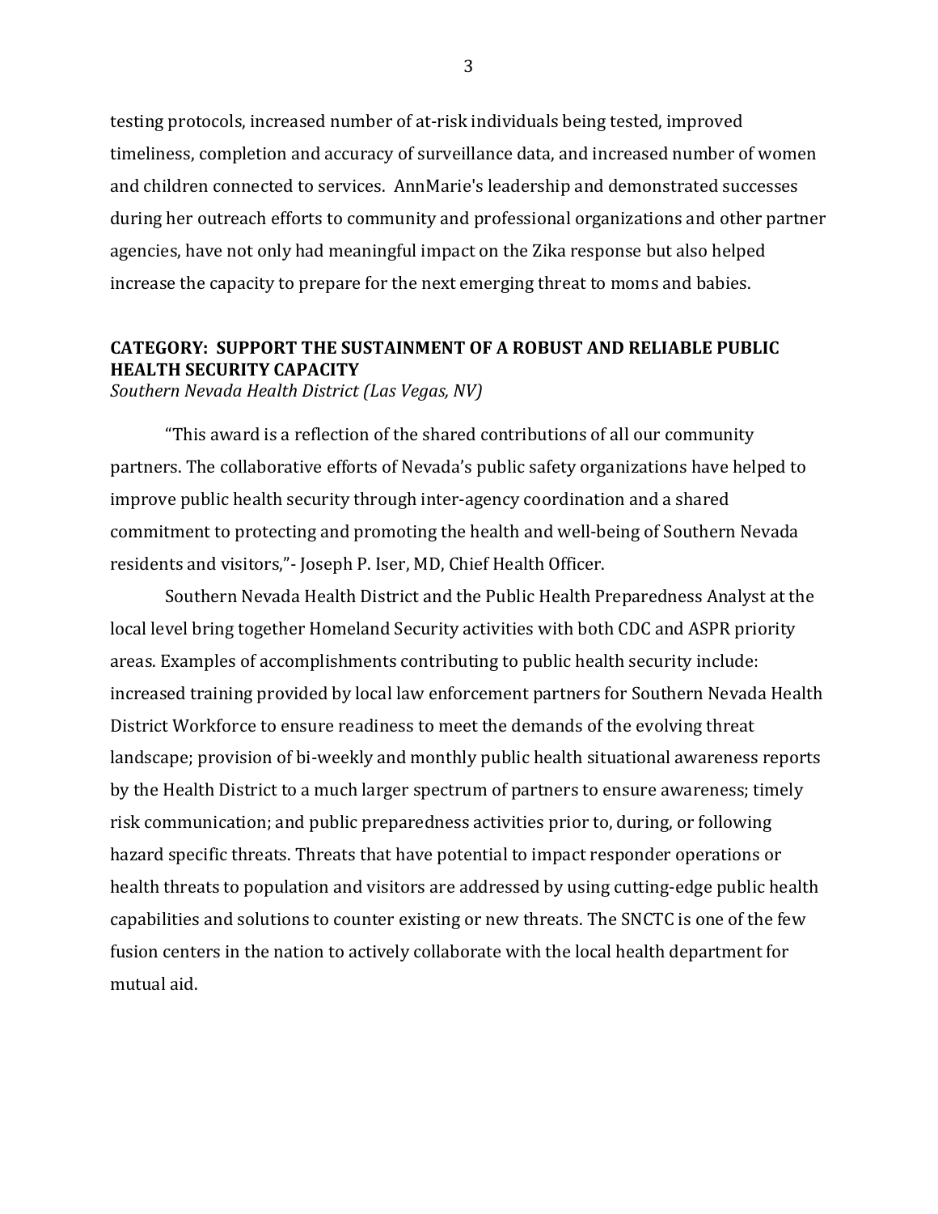testing protocols, increased number of at-risk individuals being tested, improved timeliness, completion and accuracy of surveillance data, and increased number of women and children connected to services. AnnMarie's leadership and demonstrated successes during her outreach efforts to community and professional organizations and other partner agencies, have not only had meaningful impact on the Zika response but also helped increase the capacity to prepare for the next emerging threat to moms and babies.

## CATEGORY: SUPPORT THE SUSTAINMENT OF A ROBUST AND RELIABLE PUBLIC HEALTH SECURITY CAPACITY

*Southern Nevada Health District (Las Vegas, NV)*

"This award is a reflection of the shared contributions of all our community partners. The collaborative efforts of Nevada's public safety organizations have helped to improve public health security through inter-agency coordination and a shared commitment to protecting and promoting the health and well-being of Southern Nevada residents and visitors,"- Joseph P. Iser, MD, Chief Health Officer.

Southern Nevada Health District and the Public Health Preparedness Analyst at the local level bring together Homeland Security activities with both CDC and ASPR priority areas. Examples of accomplishments contributing to public health security include: increased training provided by local law enforcement partners for Southern Nevada Health District Workforce to ensure readiness to meet the demands of the evolving threat landscape; provision of bi-weekly and monthly public health situational awareness reports by the Health District to a much larger spectrum of partners to ensure awareness; timely risk communication; and public preparedness activities prior to, during, or following hazard specific threats. Threats that have potential to impact responder operations or health threats to population and visitors are addressed by using cutting-edge public health capabilities and solutions to counter existing or new threats. The SNCTC is one of the few fusion centers in the nation to actively collaborate with the local health department for mutual aid.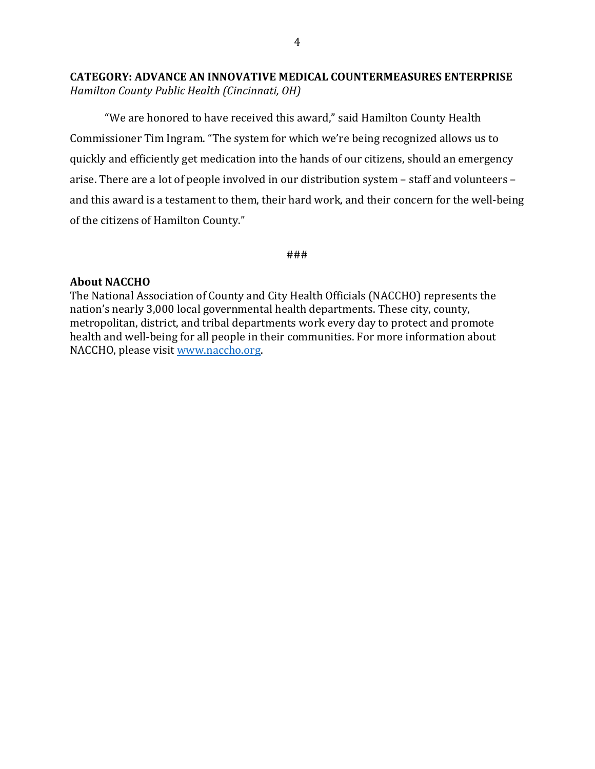**CATEGORY: ADVANCE AN INNOVATIVE MEDICAL COUNTERMEASURES ENTERPRISE**
*Hamilton County Public Health (Cincinnati, OH)*

"We are honored to have received this award," said Hamilton County Health Commissioner Tim Ingram. "The system for which we're being recognized allows us to quickly and efficiently get medication into the hands of our citizens, should an emergency arise. There are a lot of people involved in our distribution system – staff and volunteers – and this award is a testament to them, their hard work, and their concern for the well-being of the citizens of Hamilton County."

###

**About NACCHO**
The National Association of County and City Health Officials (NACCHO) represents the nation's nearly 3,000 local governmental health departments. These city, county, metropolitan, district, and tribal departments work every day to protect and promote health and well-being for all people in their communities. For more information about NACCHO, please visit [www.naccho.org](http://www.naccho.org).